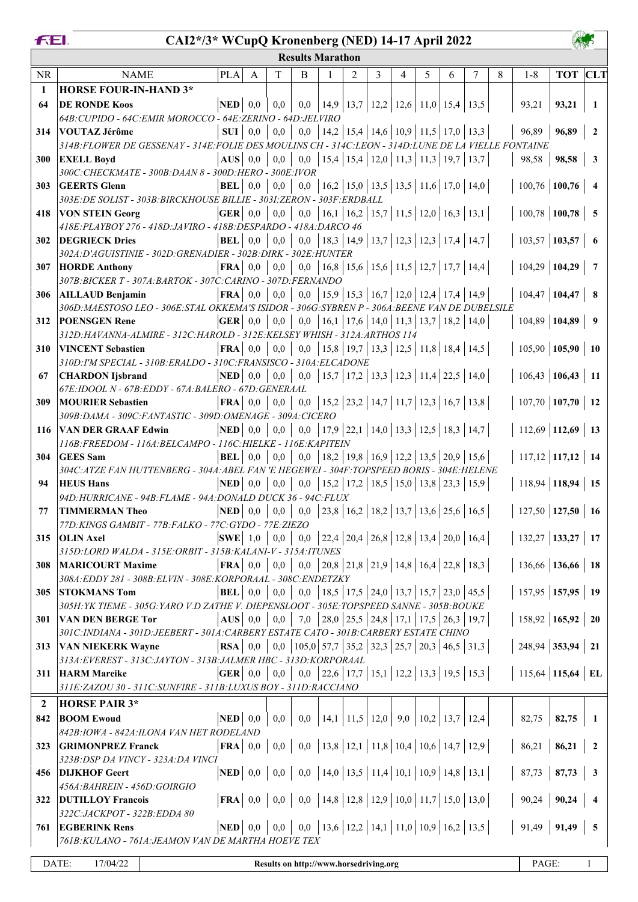# CAI2*/3* WCupQ Kronenberg (NED) 14-17 April 2022

## Results Marathon

| NR | NAME | PLA | A | T | B | 1 | 2 | 3 | 4 | 5 | 6 | 7 | 8 | 1-8 | TOT | CLT |
|---|---|---|---|---|---|---|---|---|---|---|---|---|---|---|---|---|
| **1** | **HORSE FOUR-IN-HAND 3*** | | | | | | | | | | | | | | | |
| 64 | **DE RONDE Koos** | **NED** | 0,0 | 0,0 | 0,0 | 14,9 | 13,7 | 12,2 | 12,6 | 11,0 | 15,4 | 13,5 | | 93,21 | **93,21** | **1** |
| | *64B:CUPIDO - 64C:EMIR MOROCCO - 64E:ZERINO - 64D:JELVIRO* | | | | | | | | | | | | | | | |
| 314 | **VOUTAZ Jérôme** | **SUI** | 0,0 | 0,0 | 0,0 | 14,2 | 15,4 | 14,6 | 10,9 | 11,5 | 17,0 | 13,3 | | 96,89 | **96,89** | **2** |
| | *314B:FLOWER DE GESSENAY - 314E:FOLIE DES MOULINS CH - 314C:LEON - 314D:LUNE DE LA VIELLE FONTAINE* | | | | | | | | | | | | | | | |
| 300 | **EXELL Boyd** | **AUS** | 0,0 | 0,0 | 0,0 | 15,4 | 15,4 | 12,0 | 11,3 | 11,3 | 19,7 | 13,7 | | 98,58 | **98,58** | **3** |
| | *300C:CHECKMATE - 300B:DAAN 8 - 300D:HERO - 300E:IVOR* | | | | | | | | | | | | | | | |
| 303 | **GEERTS Glenn** | **BEL** | 0,0 | 0,0 | 0,0 | 16,2 | 15,0 | 13,5 | 13,5 | 11,6 | 17,0 | 14,0 | | 100,76 | **100,76** | **4** |
| | *303E:DE SOLIST - 303B:BIRCKHOUSE BILLIE - 303I:ZERON - 303F:ERDBALL* | | | | | | | | | | | | | | | |
| 418 | **VON STEIN Georg** | **GER** | 0,0 | 0,0 | 0,0 | 16,1 | 16,2 | 15,7 | 11,5 | 12,0 | 16,3 | 13,1 | | 100,78 | **100,78** | **5** |
| | *418E:PLAYBOY 276 - 418D:JAVIRO - 418B:DESPARDO - 418A:DARCO 46* | | | | | | | | | | | | | | | |
| 302 | **DEGRIECK Dries** | **BEL** | 0,0 | 0,0 | 0,0 | 18,3 | 14,9 | 13,7 | 12,3 | 12,3 | 17,4 | 14,7 | | 103,57 | **103,57** | **6** |
| | *302A:D'AGUISTINIE - 302D:GRENADIER - 302B:DIRK - 302E:HUNTER* | | | | | | | | | | | | | | | |
| 307 | **HORDE Anthony** | **FRA** | 0,0 | 0,0 | 0,0 | 16,8 | 15,6 | 15,6 | 11,5 | 12,7 | 17,7 | 14,4 | | 104,29 | **104,29** | **7** |
| | *307B:BICKER T - 307A:BARTOK - 307C:CARINO - 307D:FERNANDO* | | | | | | | | | | | | | | | |
| 306 | **AILLAUD Benjamin** | **FRA** | 0,0 | 0,0 | 0,0 | 15,9 | 15,3 | 16,7 | 12,0 | 12,4 | 17,4 | 14,9 | | 104,47 | **104,47** | **8** |
| | *306D:MAESTOSO LEO - 306E:STAL OKKEMA'S ISIDOR - 306G:SYBREN P - 306A:BEENE VAN DE DUBELSILE* | | | | | | | | | | | | | | | |
| 312 | **POENSGEN Rene** | **GER** | 0,0 | 0,0 | 0,0 | 16,1 | 17,6 | 14,0 | 11,3 | 13,7 | 18,2 | 14,0 | | 104,89 | **104,89** | **9** |
| | *312D:HAVANNA-ALMIRE - 312C:HAROLD - 312E:KELSEY WHISH - 312A:ARTHOS 114* | | | | | | | | | | | | | | | |
| 310 | **VINCENT Sebastien** | **FRA** | 0,0 | 0,0 | 0,0 | 15,8 | 19,7 | 13,3 | 12,5 | 11,8 | 18,4 | 14,5 | | 105,90 | **105,90** | **10** |
| | *310D:I'M SPECIAL - 310B:ERALDO - 310C:FRANSISCO - 310A:ELCADONE* | | | | | | | | | | | | | | | |
| 67 | **CHARDON Ijsbrand** | **NED** | 0,0 | 0,0 | 0,0 | 15,7 | 17,2 | 13,3 | 12,3 | 11,4 | 22,5 | 14,0 | | 106,43 | **106,43** | **11** |
| | *67E:IDOOL N - 67B:EDDY - 67A:BALERO - 67D:GENERAAL* | | | | | | | | | | | | | | | |
| 309 | **MOURIER Sebastien** | **FRA** | 0,0 | 0,0 | 0,0 | 15,2 | 23,2 | 14,7 | 11,7 | 12,3 | 16,7 | 13,8 | | 107,70 | **107,70** | **12** |
| | *309B:DAMA - 309C:FANTASTIC - 309D:OMENAGE - 309A:CICERO* | | | | | | | | | | | | | | | |
| 116 | **VAN DER GRAAF Edwin** | **NED** | 0,0 | 0,0 | 0,0 | 17,9 | 22,1 | 14,0 | 13,3 | 12,5 | 18,3 | 14,7 | | 112,69 | **112,69** | **13** |
| | *116B:FREEDOM - 116A:BELCAMPO - 116C:HIELKE - 116E:KAPITEIN* | | | | | | | | | | | | | | | |
| 304 | **GEES Sam** | **BEL** | 0,0 | 0,0 | 0,0 | 18,2 | 19,8 | 16,9 | 12,2 | 13,5 | 20,9 | 15,6 | | 117,12 | **117,12** | **14** |
| | *304C:ATZE FAN HUTTENBERG - 304A:ABEL FAN 'E HEGEWEI - 304F:TOPSPEED BORIS - 304E:HELENE* | | | | | | | | | | | | | | | |
| 94 | **HEUS Hans** | **NED** | 0,0 | 0,0 | 0,0 | 15,2 | 17,2 | 18,5 | 15,0 | 13,8 | 23,3 | 15,9 | | 118,94 | **118,94** | **15** |
| | *94D:HURRICANE - 94B:FLAME - 94A:DONALD DUCK 36 - 94C:FLUX* | | | | | | | | | | | | | | | |
| 77 | **TIMMERMAN Theo** | **NED** | 0,0 | 0,0 | 0,0 | 23,8 | 16,2 | 18,2 | 13,7 | 13,6 | 25,6 | 16,5 | | 127,50 | **127,50** | **16** |
| | *77D:KINGS GAMBIT - 77B:FALKO - 77C:GYDO - 77E:ZIEZO* | | | | | | | | | | | | | | | |
| 315 | **OLIN Axel** | **SWE** | 1,0 | 0,0 | 0,0 | 22,4 | 20,4 | 26,8 | 12,8 | 13,4 | 20,0 | 16,4 | | 132,27 | **133,27** | **17** |
| | *315D:LORD WALDA - 315E:ORBIT - 315B:KALANI-V - 315A:ITUNES* | | | | | | | | | | | | | | | |
| 308 | **MARICOURT Maxime** | **FRA** | 0,0 | 0,0 | 0,0 | 20,8 | 21,8 | 21,9 | 14,8 | 16,4 | 22,8 | 18,3 | | 136,66 | **136,66** | **18** |
| | *308A:EDDY 281 - 308B:ELVIN - 308E:KORPORAAL - 308C:ENDETZKY* | | | | | | | | | | | | | | | |
| 305 | **STOKMANS Tom** | **BEL** | 0,0 | 0,0 | 0,0 | 18,5 | 17,5 | 24,0 | 13,7 | 15,7 | 23,0 | 45,5 | | 157,95 | **157,95** | **19** |
| | *305H:YK TIEME - 305G:YARO V.D ZATHE V. DIEPENSLOOT - 305E:TOPSPEED SANNE - 305B:BOUKE* | | | | | | | | | | | | | | | |
| 301 | **VAN DEN BERGE Tor** | **AUS** | 0,0 | 0,0 | 7,0 | 28,0 | 25,5 | 24,8 | 17,1 | 17,5 | 26,3 | 19,7 | | 158,92 | **165,92** | **20** |
| | *301C:INDIANA - 301D:JEEBERT - 301A:CARBERY ESTATE CATO - 301B:CARBERY ESTATE CHINO* | | | | | | | | | | | | | | | |
| 313 | **VAN NIEKERK Wayne** | **RSA** | 0,0 | 0,0 | 105,0 | 57,7 | 35,2 | 32,3 | 25,7 | 20,3 | 46,5 | 31,3 | | 248,94 | **353,94** | **21** |
| | *313A:EVEREST - 313C:JAYTON - 313B:JALMER HBC - 313D:KORPORAAL* | | | | | | | | | | | | | | | |
| 311 | **HARM Mareike** | **GER** | 0,0 | 0,0 | 0,0 | 22,6 | 17,7 | 15,1 | 12,2 | 13,3 | 19,5 | 15,3 | | 115,64 | **115,64** | **EL** |
| | *311E:ZAZOU 30 - 311C:SUNFIRE - 311B:LUXUS BOY - 311D:RACCIANO* | | | | | | | | | | | | | | | |
| **2** | **HORSE PAIR 3*** | | | | | | | | | | | | | | | |
| 842 | **BOOM Ewoud** | **NED** | 0,0 | 0,0 | 0,0 | 14,1 | 11,5 | 12,0 | 9,0 | 10,2 | 13,7 | 12,4 | | 82,75 | **82,75** | **1** |
| | *842B:IOWA - 842A:ILONA VAN HET RODELAND* | | | | | | | | | | | | | | | |
| 323 | **GRIMONPREZ Franck** | **FRA** | 0,0 | 0,0 | 0,0 | 13,8 | 12,1 | 11,8 | 10,4 | 10,6 | 14,7 | 12,9 | | 86,21 | **86,21** | **2** |
| | *323B:DSP DA VINCY - 323A:DA VINCI* | | | | | | | | | | | | | | | |
| 456 | **DIJKHOF Geert** | **NED** | 0,0 | 0,0 | 0,0 | 14,0 | 13,5 | 11,4 | 10,1 | 10,9 | 14,8 | 13,1 | | 87,73 | **87,73** | **3** |
| | *456A:BAHREIN - 456D:GOIRGIO* | | | | | | | | | | | | | | | |
| 322 | **DUTILLOY Francois** | **FRA** | 0,0 | 0,0 | 0,0 | 14,8 | 12,8 | 12,9 | 10,0 | 11,7 | 15,0 | 13,0 | | 90,24 | **90,24** | **4** |
| | *322C:JACKPOT - 322B:EDDA 80* | | | | | | | | | | | | | | | |
| 761 | **EGBERINK Rens** | **NED** | 0,0 | 0,0 | 0,0 | 13,6 | 12,2 | 14,1 | 11,0 | 10,9 | 16,2 | 13,5 | | 91,49 | **91,49** | **5** |
| | *761B:KULANO - 761A:JEAMON VAN DE MARTHA HOEVE TEX* | | | | | | | | | | | | | | | |

DATE: 17/04/22 — Results on http://www.horsedriving.org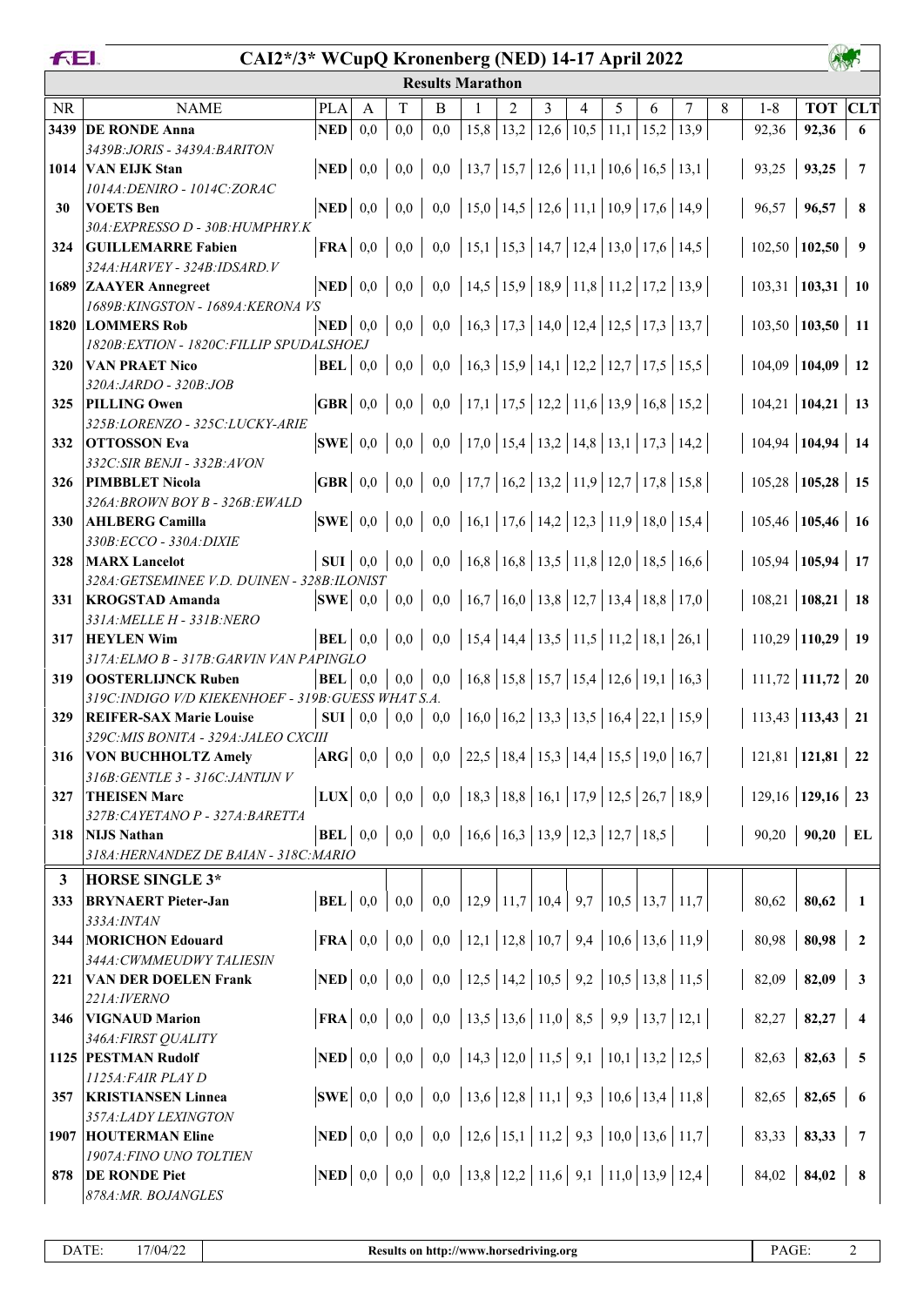# CAI2*/3* WCupQ Kronenberg (NED) 14-17 April 2022

## Results Marathon

| NR | NAME | PLA | A | T | B | 1 | 2 | 3 | 4 | 5 | 6 | 7 | 8 | 1-8 | TOT | CLT |
|---|---|---|---|---|---|---|---|---|---|---|---|---|---|---|---|---|
| 3439 | **DE RONDE Anna** | **NED** | 0,0 | 0,0 | 0,0 | 15,8 | 13,2 | 12,6 | 10,5 | 11,1 | 15,2 | 13,9 | | 92,36 | **92,36** | **6** |
| | *3439B:JORIS - 3439A:BARITON* | | | | | | | | | | | | | | | |
| 1014 | **VAN EIJK Stan** | **NED** | 0,0 | 0,0 | 0,0 | 13,7 | 15,7 | 12,6 | 11,1 | 10,6 | 16,5 | 13,1 | | 93,25 | **93,25** | **7** |
| | *1014A:DENIRO - 1014C:ZORAC* | | | | | | | | | | | | | | | |
| 30 | **VOETS Ben** | **NED** | 0,0 | 0,0 | 0,0 | 15,0 | 14,5 | 12,6 | 11,1 | 10,9 | 17,6 | 14,9 | | 96,57 | **96,57** | **8** |
| | *30A:EXPRESSO D - 30B:HUMPHRY.K* | | | | | | | | | | | | | | | |
| 324 | **GUILLEMARRE Fabien** | **FRA** | 0,0 | 0,0 | 0,0 | 15,1 | 15,3 | 14,7 | 12,4 | 13,0 | 17,6 | 14,5 | | 102,50 | **102,50** | **9** |
| | *324A:HARVEY - 324B:IDSARD.V* | | | | | | | | | | | | | | | |
| 1689 | **ZAAYER Annegreet** | **NED** | 0,0 | 0,0 | 0,0 | 14,5 | 15,9 | 18,9 | 11,8 | 11,2 | 17,2 | 13,9 | | 103,31 | **103,31** | **10** |
| | *1689B:KINGSTON - 1689A:KERONA VS* | | | | | | | | | | | | | | | |
| 1820 | **LOMMERS Rob** | **NED** | 0,0 | 0,0 | 0,0 | 16,3 | 17,3 | 14,0 | 12,4 | 12,5 | 17,3 | 13,7 | | 103,50 | **103,50** | **11** |
| | *1820B:EXTION - 1820C:FILLIP SPUDALSHOEJ* | | | | | | | | | | | | | | | |
| 320 | **VAN PRAET Nico** | **BEL** | 0,0 | 0,0 | 0,0 | 16,3 | 15,9 | 14,1 | 12,2 | 12,7 | 17,5 | 15,5 | | 104,09 | **104,09** | **12** |
| | *320A:JARDO - 320B:JOB* | | | | | | | | | | | | | | | |
| 325 | **PILLING Owen** | **GBR** | 0,0 | 0,0 | 0,0 | 17,1 | 17,5 | 12,2 | 11,6 | 13,9 | 16,8 | 15,2 | | 104,21 | **104,21** | **13** |
| | *325B:LORENZO - 325C:LUCKY-ARIE* | | | | | | | | | | | | | | | |
| 332 | **OTTOSSON Eva** | **SWE** | 0,0 | 0,0 | 0,0 | 17,0 | 15,4 | 13,2 | 14,8 | 13,1 | 17,3 | 14,2 | | 104,94 | **104,94** | **14** |
| | *332C:SIR BENJI - 332B:AVON* | | | | | | | | | | | | | | | |
| 326 | **PIMBBLET Nicola** | **GBR** | 0,0 | 0,0 | 0,0 | 17,7 | 16,2 | 13,2 | 11,9 | 12,7 | 17,8 | 15,8 | | 105,28 | **105,28** | **15** |
| | *326A:BROWN BOY B - 326B:EWALD* | | | | | | | | | | | | | | | |
| 330 | **AHLBERG Camilla** | **SWE** | 0,0 | 0,0 | 0,0 | 16,1 | 17,6 | 14,2 | 12,3 | 11,9 | 18,0 | 15,4 | | 105,46 | **105,46** | **16** |
| | *330B:ECCO - 330A:DIXIE* | | | | | | | | | | | | | | | |
| 328 | **MARX Lancelot** | **SUI** | 0,0 | 0,0 | 0,0 | 16,8 | 16,8 | 13,5 | 11,8 | 12,0 | 18,5 | 16,6 | | 105,94 | **105,94** | **17** |
| | *328A:GETSEMINEE V.D. DUINEN - 328B:ILONIST* | | | | | | | | | | | | | | | |
| 331 | **KROGSTAD Amanda** | **SWE** | 0,0 | 0,0 | 0,0 | 16,7 | 16,0 | 13,8 | 12,7 | 13,4 | 18,8 | 17,0 | | 108,21 | **108,21** | **18** |
| | *331A:MELLE H - 331B:NERO* | | | | | | | | | | | | | | | |
| 317 | **HEYLEN Wim** | **BEL** | 0,0 | 0,0 | 0,0 | 15,4 | 14,4 | 13,5 | 11,5 | 11,2 | 18,1 | 26,1 | | 110,29 | **110,29** | **19** |
| | *317A:ELMO B - 317B:GARVIN VAN PAPINGLO* | | | | | | | | | | | | | | | |
| 319 | **OOSTERLIJNCK Ruben** | **BEL** | 0,0 | 0,0 | 0,0 | 16,8 | 15,8 | 15,7 | 15,4 | 12,6 | 19,1 | 16,3 | | 111,72 | **111,72** | **20** |
| | *319C:INDIGO V/D KIEKENHOEF - 319B:GUESS WHAT S.A.* | | | | | | | | | | | | | | | |
| 329 | **REIFER-SAX Marie Louise** | **SUI** | 0,0 | 0,0 | 0,0 | 16,0 | 16,2 | 13,3 | 13,5 | 16,4 | 22,1 | 15,9 | | 113,43 | **113,43** | **21** |
| | *329C:MIS BONITA - 329A:JALEO CXCIII* | | | | | | | | | | | | | | | |
| 316 | **VON BUCHHOLTZ Amely** | **ARG** | 0,0 | 0,0 | 0,0 | 22,5 | 18,4 | 15,3 | 14,4 | 15,5 | 19,0 | 16,7 | | 121,81 | **121,81** | **22** |
| | *316B:GENTLE 3 - 316C:JANTIJN V* | | | | | | | | | | | | | | | |
| 327 | **THEISEN Marc** | **LUX** | 0,0 | 0,0 | 0,0 | 18,3 | 18,8 | 16,1 | 17,9 | 12,5 | 26,7 | 18,9 | | 129,16 | **129,16** | **23** |
| | *327B:CAYETANO P - 327A:BARETTA* | | | | | | | | | | | | | | | |
| 318 | **NIJS Nathan** | **BEL** | 0,0 | 0,0 | 0,0 | 16,6 | 16,3 | 13,9 | 12,3 | 12,7 | 18,5 | | | 90,20 | **90,20** | **EL** |
| | *318A:HERNANDEZ DE BAIAN - 318C:MARIO* | | | | | | | | | | | | | | | |
| **3** | **HORSE SINGLE 3*** | | | | | | | | | | | | | | | |
| 333 | **BRYNAERT Pieter-Jan** | **BEL** | 0,0 | 0,0 | 0,0 | 12,9 | 11,7 | 10,4 | 9,7 | 10,5 | 13,7 | 11,7 | | 80,62 | **80,62** | **1** |
| | *333A:INTAN* | | | | | | | | | | | | | | | |
| 344 | **MORICHON Edouard** | **FRA** | 0,0 | 0,0 | 0,0 | 12,1 | 12,8 | 10,7 | 9,4 | 10,6 | 13,6 | 11,9 | | 80,98 | **80,98** | **2** |
| | *344A:CWMMEUDWY TALIESIN* | | | | | | | | | | | | | | | |
| 221 | **VAN DER DOELEN Frank** | **NED** | 0,0 | 0,0 | 0,0 | 12,5 | 14,2 | 10,5 | 9,2 | 10,5 | 13,8 | 11,5 | | 82,09 | **82,09** | **3** |
| | *221A:IVERNO* | | | | | | | | | | | | | | | |
| 346 | **VIGNAUD Marion** | **FRA** | 0,0 | 0,0 | 0,0 | 13,5 | 13,6 | 11,0 | 8,5 | 9,9 | 13,7 | 12,1 | | 82,27 | **82,27** | **4** |
| | *346A:FIRST QUALITY* | | | | | | | | | | | | | | | |
| 1125 | **PESTMAN Rudolf** | **NED** | 0,0 | 0,0 | 0,0 | 14,3 | 12,0 | 11,5 | 9,1 | 10,1 | 13,2 | 12,5 | | 82,63 | **82,63** | **5** |
| | *1125A:FAIR PLAY D* | | | | | | | | | | | | | | | |
| 357 | **KRISTIANSEN Linnea** | **SWE** | 0,0 | 0,0 | 0,0 | 13,6 | 12,8 | 11,1 | 9,3 | 10,6 | 13,4 | 11,8 | | 82,65 | **82,65** | **6** |
| | *357A:LADY LEXINGTON* | | | | | | | | | | | | | | | |
| 1907 | **HOUTERMAN Eline** | **NED** | 0,0 | 0,0 | 0,0 | 12,6 | 15,1 | 11,2 | 9,3 | 10,0 | 13,6 | 11,7 | | 83,33 | **83,33** | **7** |
| | *1907A:FINO UNO TOLTIEN* | | | | | | | | | | | | | | | |
| 878 | **DE RONDE Piet** | **NED** | 0,0 | 0,0 | 0,0 | 13,8 | 12,2 | 11,6 | 9,1 | 11,0 | 13,9 | 12,4 | | 84,02 | **84,02** | **8** |
| | *878A:MR. BOJANGLES* | | | | | | | | | | | | | | | |

DATE: 17/04/22 — Results on http://www.horsedriving.org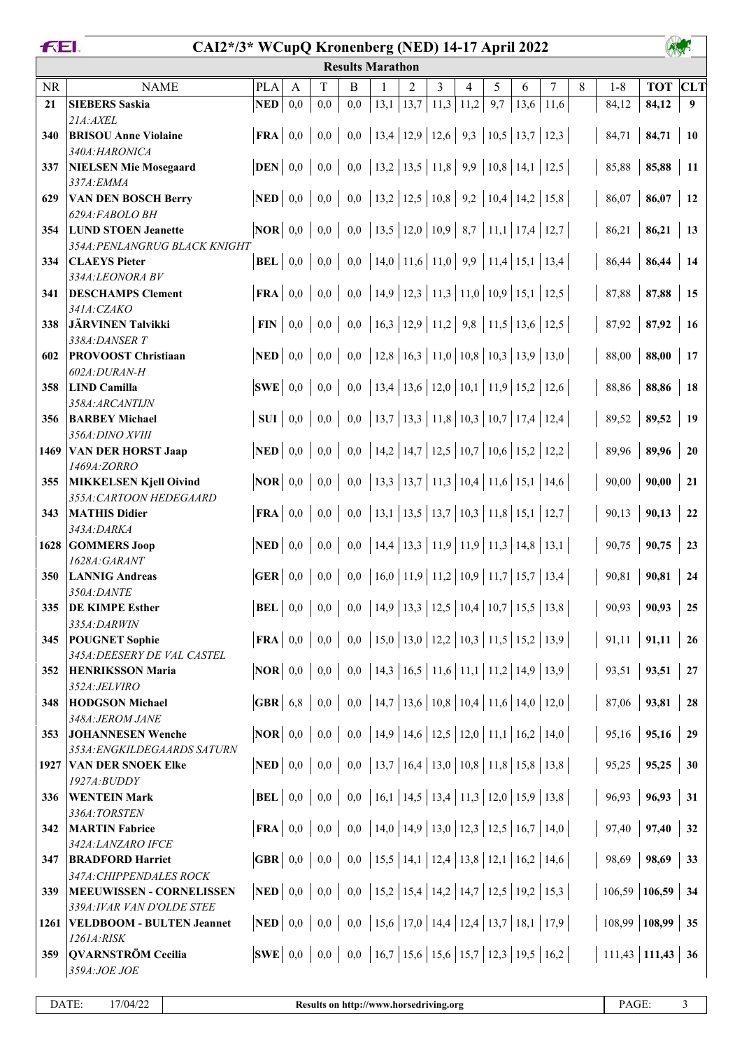# CAI2*/3* WCupQ Kronenberg (NED) 14-17 April 2022

## Results Marathon

| NR | NAME | PLA | A | T | B | 1 | 2 | 3 | 4 | 5 | 6 | 7 | 8 | 1-8 | TOT | CLT |
|---|---|---|---|---|---|---|---|---|---|---|---|---|---|---|---|---|
| 21 | **SIEBERS Saskia** *21A:AXEL* | NED | 0,0 | 0,0 | 0,0 | 13,1 | 13,7 | 11,3 | 11,2 | 9,7 | 13,6 | 11,6 | | 84,12 | **84,12** | **9** |
| 340 | **BRISOU Anne Violaine** *340A:HARONICA* | FRA | 0,0 | 0,0 | 0,0 | 13,4 | 12,9 | 12,6 | 9,3 | 10,5 | 13,7 | 12,3 | | 84,71 | **84,71** | **10** |
| 337 | **NIELSEN Mie Mosegaard** *337A:EMMA* | DEN | 0,0 | 0,0 | 0,0 | 13,2 | 13,5 | 11,8 | 9,9 | 10,8 | 14,1 | 12,5 | | 85,88 | **85,88** | **11** |
| 629 | **VAN DEN BOSCH Berry** *629A:FABOLO BH* | NED | 0,0 | 0,0 | 0,0 | 13,2 | 12,5 | 10,8 | 9,2 | 10,4 | 14,2 | 15,8 | | 86,07 | **86,07** | **12** |
| 354 | **LUND STOEN Jeanette** *354A:PENLANGRUG BLACK KNIGHT* | NOR | 0,0 | 0,0 | 0,0 | 13,5 | 12,0 | 10,9 | 8,7 | 11,1 | 17,4 | 12,7 | | 86,21 | **86,21** | **13** |
| 334 | **CLAEYS Pieter** *334A:LEONORA BV* | BEL | 0,0 | 0,0 | 0,0 | 14,0 | 11,6 | 11,0 | 9,9 | 11,4 | 15,1 | 13,4 | | 86,44 | **86,44** | **14** |
| 341 | **DESCHAMPS Clement** *341A:CZAKO* | FRA | 0,0 | 0,0 | 0,0 | 14,9 | 12,3 | 11,3 | 11,0 | 10,9 | 15,1 | 12,5 | | 87,88 | **87,88** | **15** |
| 338 | **JÄRVINEN Talvikki** *338A:DANSER T* | FIN | 0,0 | 0,0 | 0,0 | 16,3 | 12,9 | 11,2 | 9,8 | 11,5 | 13,6 | 12,5 | | 87,92 | **87,92** | **16** |
| 602 | **PROVOOST Christiaan** *602A:DURAN-H* | NED | 0,0 | 0,0 | 0,0 | 12,8 | 16,3 | 11,0 | 10,8 | 10,3 | 13,9 | 13,0 | | 88,00 | **88,00** | **17** |
| 358 | **LIND Camilla** *358A:ARCANTIJN* | SWE | 0,0 | 0,0 | 0,0 | 13,4 | 13,6 | 12,0 | 10,1 | 11,9 | 15,2 | 12,6 | | 88,86 | **88,86** | **18** |
| 356 | **BARBEY Michael** *356A:DINO XVIII* | SUI | 0,0 | 0,0 | 0,0 | 13,7 | 13,3 | 11,8 | 10,3 | 10,7 | 17,4 | 12,4 | | 89,52 | **89,52** | **19** |
| 1469 | **VAN DER HORST Jaap** *1469A:ZORRO* | NED | 0,0 | 0,0 | 0,0 | 14,2 | 14,7 | 12,5 | 10,7 | 10,6 | 15,2 | 12,2 | | 89,96 | **89,96** | **20** |
| 355 | **MIKKELSEN Kjell Oivind** *355A:CARTOON HEDEGAARD* | NOR | 0,0 | 0,0 | 0,0 | 13,3 | 13,7 | 11,3 | 10,4 | 11,6 | 15,1 | 14,6 | | 90,00 | **90,00** | **21** |
| 343 | **MATHIS Didier** *343A:DARKA* | FRA | 0,0 | 0,0 | 0,0 | 13,1 | 13,5 | 13,7 | 10,3 | 11,8 | 15,1 | 12,7 | | 90,13 | **90,13** | **22** |
| 1628 | **GOMMERS Joop** *1628A:GARANT* | NED | 0,0 | 0,0 | 0,0 | 14,4 | 13,3 | 11,9 | 11,9 | 11,3 | 14,8 | 13,1 | | 90,75 | **90,75** | **23** |
| 350 | **LANNIG Andreas** *350A:DANTE* | GER | 0,0 | 0,0 | 0,0 | 16,0 | 11,9 | 11,2 | 10,9 | 11,7 | 15,7 | 13,4 | | 90,81 | **90,81** | **24** |
| 335 | **DE KIMPE Esther** *335A:DARWIN* | BEL | 0,0 | 0,0 | 0,0 | 14,9 | 13,3 | 12,5 | 10,4 | 10,7 | 15,5 | 13,8 | | 90,93 | **90,93** | **25** |
| 345 | **POUGNET Sophie** *345A:DEESERY DE VAL CASTEL* | FRA | 0,0 | 0,0 | 0,0 | 15,0 | 13,0 | 12,2 | 10,3 | 11,5 | 15,2 | 13,9 | | 91,11 | **91,11** | **26** |
| 352 | **HENRIKSSON Maria** *352A:JELVIRO* | NOR | 0,0 | 0,0 | 0,0 | 14,3 | 16,5 | 11,6 | 11,1 | 11,2 | 14,9 | 13,9 | | 93,51 | **93,51** | **27** |
| 348 | **HODGSON Michael** *348A:JEROM JANE* | GBR | 6,8 | 0,0 | 0,0 | 14,7 | 13,6 | 10,8 | 10,4 | 11,6 | 14,0 | 12,0 | | 87,06 | **93,81** | **28** |
| 353 | **JOHANNESEN Wenche** *353A:ENGKILDEGAARDS SATURN* | NOR | 0,0 | 0,0 | 0,0 | 14,9 | 14,6 | 12,5 | 12,0 | 11,1 | 16,2 | 14,0 | | 95,16 | **95,16** | **29** |
| 1927 | **VAN DER SNOEK Elke** *1927A:BUDDY* | NED | 0,0 | 0,0 | 0,0 | 13,7 | 16,4 | 13,0 | 10,8 | 11,8 | 15,8 | 13,8 | | 95,25 | **95,25** | **30** |
| 336 | **WENTEIN Mark** *336A:TORSTEN* | BEL | 0,0 | 0,0 | 0,0 | 16,1 | 14,5 | 13,4 | 11,3 | 12,0 | 15,9 | 13,8 | | 96,93 | **96,93** | **31** |
| 342 | **MARTIN Fabrice** *342A:LANZARO IFCE* | FRA | 0,0 | 0,0 | 0,0 | 14,0 | 14,9 | 13,0 | 12,3 | 12,5 | 16,7 | 14,0 | | 97,40 | **97,40** | **32** |
| 347 | **BRADFORD Harriet** *347A:CHIPPENDALES ROCK* | GBR | 0,0 | 0,0 | 0,0 | 15,5 | 14,1 | 12,4 | 13,8 | 12,1 | 16,2 | 14,6 | | 98,69 | **98,69** | **33** |
| 339 | **MEEUWISSEN - CORNELISSEN** *339A:IVAR VAN D'OLDE STEE* | NED | 0,0 | 0,0 | 0,0 | 15,2 | 15,4 | 14,2 | 14,7 | 12,5 | 19,2 | 15,3 | | 106,59 | **106,59** | **34** |
| 1261 | **VELDBOOM - BULTEN Jeannet** *1261A:RISK* | NED | 0,0 | 0,0 | 0,0 | 15,6 | 17,0 | 14,4 | 12,4 | 13,7 | 18,1 | 17,9 | | 108,99 | **108,99** | **35** |
| 359 | **QVARNSTRÖM Cecilia** *359A:JOE JOE* | SWE | 0,0 | 0,0 | 0,0 | 16,7 | 15,6 | 15,6 | 15,7 | 12,3 | 19,5 | 16,2 | | 111,43 | **111,43** | **36** |

DATE: 17/04/22 | Results on http://www.horsedriving.org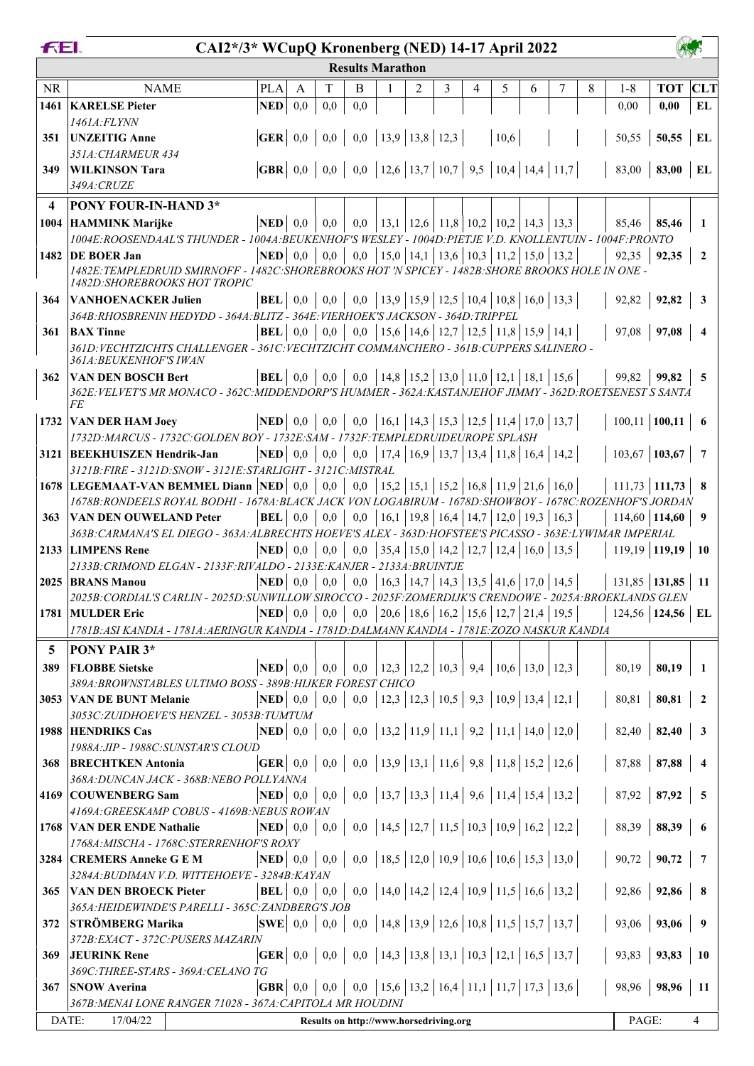# CAI2*/3* WCupQ Kronenberg (NED) 14-17 April 2022

## Results Marathon

| NR | NAME | PLA | A | T | B | 1 | 2 | 3 | 4 | 5 | 6 | 7 | 8 | 1-8 | TOT | CLT |
|---|---|---|---|---|---|---|---|---|---|---|---|---|---|---|---|---|
| 1461 | **KARELSE Pieter** | NED | 0,0 | 0,0 | 0,0 | | | | | | | | | 0,00 | 0,00 | EL |
| | *1461A:FLYNN* | | | | | | | | | | | | | | | |
| 351 | **UNZEITIG Anne** | GER | 0,0 | 0,0 | 0,0 | 13,9 | 13,8 | 12,3 | | 10,6 | | | | 50,55 | 50,55 | EL |
| | *351A:CHARMEUR 434* | | | | | | | | | | | | | | | |
| 349 | **WILKINSON Tara** | GBR | 0,0 | 0,0 | 0,0 | 12,6 | 13,7 | 10,7 | 9,5 | 10,4 | 14,4 | 11,7 | | 83,00 | 83,00 | EL |
| | *349A:CRUZE* | | | | | | | | | | | | | | | |
| **4** | **PONY FOUR-IN-HAND 3*** | | | | | | | | | | | | | | | |
| 1004 | **HAMMINK Marijke** | NED | 0,0 | 0,0 | 0,0 | 13,1 | 12,6 | 11,8 | 10,2 | 10,2 | 14,3 | 13,3 | | 85,46 | 85,46 | 1 |
| | *1004E:ROOSENDAAL'S THUNDER - 1004A:BEUKENHOF'S WESLEY - 1004D:PIETJE V.D. KNOLLENTUIN - 1004F:PRONTO* | | | | | | | | | | | | | | | |
| 1482 | **DE BOER Jan** | NED | 0,0 | 0,0 | 0,0 | 15,0 | 14,1 | 13,6 | 10,3 | 11,2 | 15,0 | 13,2 | | 92,35 | 92,35 | 2 |
| | *1482E:TEMPLEDRUID SMIRNOFF - 1482C:SHOREBROOKS HOT 'N SPICEY - 1482B:SHORE BROOKS HOLE IN ONE - 1482D:SHOREBROOKS HOT TROPIC* | | | | | | | | | | | | | | | |
| 364 | **VANHOENACKER Julien** | BEL | 0,0 | 0,0 | 0,0 | 13,9 | 15,9 | 12,5 | 10,4 | 10,8 | 16,0 | 13,3 | | 92,82 | 92,82 | 3 |
| | *364B:RHOSBRENIN HEDYDD - 364A:BLITZ - 364E:VIERHOEK'S JACKSON - 364D:TRIPPEL* | | | | | | | | | | | | | | | |
| 361 | **BAX Tinne** | BEL | 0,0 | 0,0 | 0,0 | 15,6 | 14,6 | 12,7 | 12,5 | 11,8 | 15,9 | 14,1 | | 97,08 | 97,08 | 4 |
| | *361D:VECHTZICHTS CHALLENGER - 361C:VECHTZICHT COMMANCHERO - 361B:CUPPERS SALINERO - 361A:BEUKENHOF'S IWAN* | | | | | | | | | | | | | | | |
| 362 | **VAN DEN BOSCH Bert** | BEL | 0,0 | 0,0 | 0,0 | 14,8 | 15,2 | 13,0 | 11,0 | 12,1 | 18,1 | 15,6 | | 99,82 | 99,82 | 5 |
| | *362E:VELVET'S MR MONACO - 362C:MIDDENDORP'S HUMMER - 362A:KASTANJEHOF JIMMY - 362D:ROETSENEST S SANTA FE* | | | | | | | | | | | | | | | |
| 1732 | **VAN DER HAM Joey** | NED | 0,0 | 0,0 | 0,0 | 16,1 | 14,3 | 15,3 | 12,5 | 11,4 | 17,0 | 13,7 | | 100,11 | 100,11 | 6 |
| | *1732D:MARCUS - 1732C:GOLDEN BOY - 1732E:SAM - 1732F:TEMPLEDRUIDEUROPE SPLASH* | | | | | | | | | | | | | | | |
| 3121 | **BEEKHUISZEN Hendrik-Jan** | NED | 0,0 | 0,0 | 0,0 | 17,4 | 16,9 | 13,7 | 13,4 | 11,8 | 16,4 | 14,2 | | 103,67 | 103,67 | 7 |
| | *3121B:FIRE - 3121D:SNOW - 3121E:STARLIGHT - 3121C:MISTRAL* | | | | | | | | | | | | | | | |
| 1678 | **LEGEMAAT-VAN BEMMEL Diann** | NED | 0,0 | 0,0 | 0,0 | 15,2 | 15,1 | 15,2 | 16,8 | 11,9 | 21,6 | 16,0 | | 111,73 | 111,73 | 8 |
| | *1678B:RONDEELS ROYAL BODHI - 1678A:BLACK JACK VON LOGABIRUM - 1678D:SHOWBOY - 1678C:ROZENHOF'S JORDAN* | | | | | | | | | | | | | | | |
| 363 | **VAN DEN OUWELAND Peter** | BEL | 0,0 | 0,0 | 0,0 | 16,1 | 19,8 | 16,4 | 14,7 | 12,0 | 19,3 | 16,3 | | 114,60 | 114,60 | 9 |
| | *363B:CARMANA'S EL DIEGO - 363A:ALBRECHTS HOEVE'S ALEX - 363D:HOFSTEE'S PICASSO - 363E:LYWIMAR IMPERIAL* | | | | | | | | | | | | | | | |
| 2133 | **LIMPENS Rene** | NED | 0,0 | 0,0 | 0,0 | 35,4 | 15,0 | 14,2 | 12,7 | 12,4 | 16,0 | 13,5 | | 119,19 | 119,19 | 10 |
| | *2133B:CRIMOND ELGAN - 2133F:RIVALDO - 2133E:KANJER - 2133A:BRUINTJE* | | | | | | | | | | | | | | | |
| 2025 | **BRANS Manou** | NED | 0,0 | 0,0 | 0,0 | 16,3 | 14,7 | 14,3 | 13,5 | 41,6 | 17,0 | 14,5 | | 131,85 | 131,85 | 11 |
| | *2025B:CORDIAL'S CARLIN - 2025D:SUNWILLOW SIROCCO - 2025F:ZOMERDIJK'S CRENDOWE - 2025A:BROEKLANDS GLEN* | | | | | | | | | | | | | | | |
| 1781 | **MULDER Eric** | NED | 0,0 | 0,0 | 0,0 | 20,6 | 18,6 | 16,2 | 15,6 | 12,7 | 21,4 | 19,5 | | 124,56 | 124,56 | EL |
| | *1781B:ASI KANDIA - 1781A:AERINGUR KANDIA - 1781D:DALMANN KANDIA - 1781E:ZOZO NASKUR KANDIA* | | | | | | | | | | | | | | | |
| **5** | **PONY PAIR 3*** | | | | | | | | | | | | | | | |
| 389 | **FLOBBE Sietske** | NED | 0,0 | 0,0 | 0,0 | 12,3 | 12,2 | 10,3 | 9,4 | 10,6 | 13,0 | 12,3 | | 80,19 | 80,19 | 1 |
| | *389A:BROWNSTABLES ULTIMO BOSS - 389B:HIJKER FOREST CHICO* | | | | | | | | | | | | | | | |
| 3053 | **VAN DE BUNT Melanie** | NED | 0,0 | 0,0 | 0,0 | 12,3 | 12,3 | 10,5 | 9,3 | 10,9 | 13,4 | 12,1 | | 80,81 | 80,81 | 2 |
| | *3053C:ZUIDHOEVE'S HENZEL - 3053B:TUMTUM* | | | | | | | | | | | | | | | |
| 1988 | **HENDRIKS Cas** | NED | 0,0 | 0,0 | 0,0 | 13,2 | 11,9 | 11,1 | 9,2 | 11,1 | 14,0 | 12,0 | | 82,40 | 82,40 | 3 |
| | *1988A:JIP - 1988C:SUNSTAR'S CLOUD* | | | | | | | | | | | | | | | |
| 368 | **BRECHTKEN Antonia** | GER | 0,0 | 0,0 | 0,0 | 13,9 | 13,1 | 11,6 | 9,8 | 11,8 | 15,2 | 12,6 | | 87,88 | 87,88 | 4 |
| | *368A:DUNCAN JACK - 368B:NEBO POLLYANNA* | | | | | | | | | | | | | | | |
| 4169 | **COUWENBERG Sam** | NED | 0,0 | 0,0 | 0,0 | 13,7 | 13,3 | 11,4 | 9,6 | 11,4 | 15,4 | 13,2 | | 87,92 | 87,92 | 5 |
| | *4169A:GREESKAMP COBUS - 4169B:NEBUS ROWAN* | | | | | | | | | | | | | | | |
| 1768 | **VAN DER ENDE Nathalie** | NED | 0,0 | 0,0 | 0,0 | 14,5 | 12,7 | 11,5 | 10,3 | 10,9 | 16,2 | 12,2 | | 88,39 | 88,39 | 6 |
| | *1768A:MISCHA - 1768C:STERRENHOF'S ROXY* | | | | | | | | | | | | | | | |
| 3284 | **CREMERS Anneke G E M** | NED | 0,0 | 0,0 | 0,0 | 18,5 | 12,0 | 10,9 | 10,6 | 10,6 | 15,3 | 13,0 | | 90,72 | 90,72 | 7 |
| | *3284A:BUDIMAN V.D. WITTEHOEVE - 3284B:KAYAN* | | | | | | | | | | | | | | | |
| 365 | **VAN DEN BROECK Pieter** | BEL | 0,0 | 0,0 | 0,0 | 14,0 | 14,2 | 12,4 | 10,9 | 11,5 | 16,6 | 13,2 | | 92,86 | 92,86 | 8 |
| | *365A:HEIDEWINDE'S PARELLI - 365C:ZANDBERG'S JOB* | | | | | | | | | | | | | | | |
| 372 | **STRÖMBERG Marika** | SWE | 0,0 | 0,0 | 0,0 | 14,8 | 13,9 | 12,6 | 10,8 | 11,5 | 15,7 | 13,7 | | 93,06 | 93,06 | 9 |
| | *372B:EXACT - 372C:PUSERS MAZARIN* | | | | | | | | | | | | | | | |
| 369 | **JEURINK Rene** | GER | 0,0 | 0,0 | 0,0 | 14,3 | 13,8 | 13,1 | 10,3 | 12,1 | 16,5 | 13,7 | | 93,83 | 93,83 | 10 |
| | *369C:THREE-STARS - 369A:CELANO TG* | | | | | | | | | | | | | | | |
| 367 | **SNOW Averina** | GBR | 0,0 | 0,0 | 0,0 | 15,6 | 13,2 | 16,4 | 11,1 | 11,7 | 17,3 | 13,6 | | 98,96 | 98,96 | 11 |
| | *367B:MENAI LONE RANGER 71028 - 367A:CAPITOLA MR HOUDINI* | | | | | | | | | | | | | | | |

DATE: 17/04/22 — Results on http://www.horsedriving.org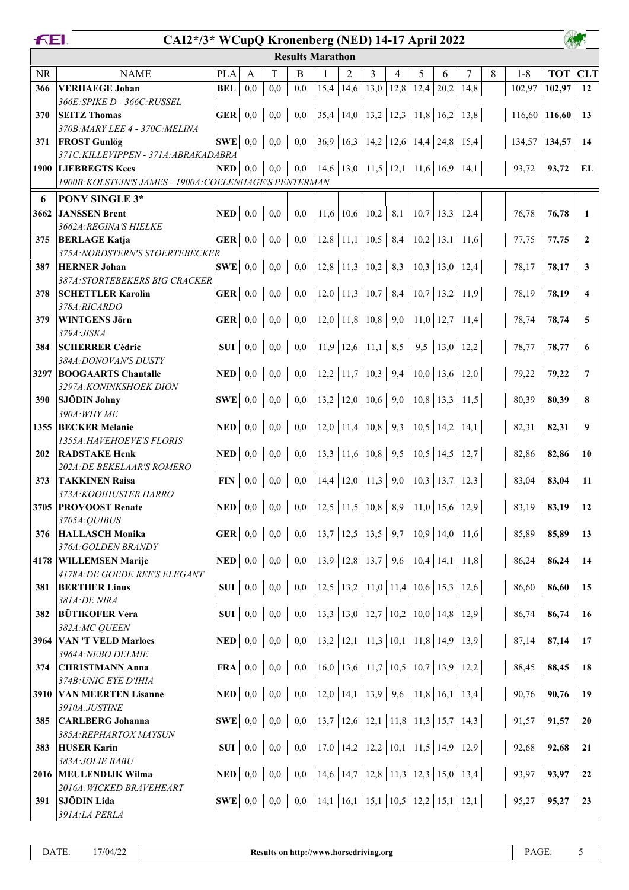# CAI2*/3* WCupQ Kronenberg (NED) 14-17 April 2022

## Results Marathon

| NR | NAME | PLA | A | T | B | 1 | 2 | 3 | 4 | 5 | 6 | 7 | 8 | 1-8 | TOT | CLT |
|---|---|---|---|---|---|---|---|---|---|---|---|---|---|---|---|---|
| 366 | **VERHAEGE Johan** | BEL | 0,0 | 0,0 | 0,0 | 15,4 | 14,6 | 13,0 | 12,8 | 12,4 | 20,2 | 14,8 | | 102,97 | **102,97** | 12 |
| | *366E:SPIKE D - 366C:RUSSEL* | | | | | | | | | | | | | | | |
| 370 | **SEITZ Thomas** | GER | 0,0 | 0,0 | 0,0 | 35,4 | 14,0 | 13,2 | 12,3 | 11,8 | 16,2 | 13,8 | | 116,60 | **116,60** | 13 |
| | *370B:MARY LEE 4 - 370C:MELINA* | | | | | | | | | | | | | | | |
| 371 | **FROST Gunlög** | SWE | 0,0 | 0,0 | 0,0 | 36,9 | 16,3 | 14,2 | 12,6 | 14,4 | 24,8 | 15,4 | | 134,57 | **134,57** | 14 |
| | *371C:KILLEVIPPEN - 371A:ABRAKADABRA* | | | | | | | | | | | | | | | |
| 1900 | **LIEBREGTS Kees** | NED | 0,0 | 0,0 | 0,0 | 14,6 | 13,0 | 11,5 | 12,1 | 11,6 | 16,9 | 14,1 | | 93,72 | **93,72** | EL |
| | *1900B:KOLSTEIN'S JAMES - 1900A:COELENHAGE'S PENTERMAN* | | | | | | | | | | | | | | | |
| **6** | **PONY SINGLE 3*** | | | | | | | | | | | | | | | |
| 3662 | **JANSSEN Brent** | NED | 0,0 | 0,0 | 0,0 | 11,6 | 10,6 | 10,2 | 8,1 | 10,7 | 13,3 | 12,4 | | 76,78 | **76,78** | 1 |
| | *3662A:REGINA'S HIELKE* | | | | | | | | | | | | | | | |
| 375 | **BERLAGE Katja** | GER | 0,0 | 0,0 | 0,0 | 12,8 | 11,1 | 10,5 | 8,4 | 10,2 | 13,1 | 11,6 | | 77,75 | **77,75** | 2 |
| | *375A:NORDSTERN'S STOERTEBECKER* | | | | | | | | | | | | | | | |
| 387 | **HERNER Johan** | SWE | 0,0 | 0,0 | 0,0 | 12,8 | 11,3 | 10,2 | 8,3 | 10,3 | 13,0 | 12,4 | | 78,17 | **78,17** | 3 |
| | *387A:STORTEBEKERS BIG CRACKER* | | | | | | | | | | | | | | | |
| 378 | **SCHETTLER Karolin** | GER | 0,0 | 0,0 | 0,0 | 12,0 | 11,3 | 10,7 | 8,4 | 10,7 | 13,2 | 11,9 | | 78,19 | **78,19** | 4 |
| | *378A:RICARDO* | | | | | | | | | | | | | | | |
| 379 | **WINTGENS Jörn** | GER | 0,0 | 0,0 | 0,0 | 12,0 | 11,8 | 10,8 | 9,0 | 11,0 | 12,7 | 11,4 | | 78,74 | **78,74** | 5 |
| | *379A:JISKA* | | | | | | | | | | | | | | | |
| 384 | **SCHERRER Cédric** | SUI | 0,0 | 0,0 | 0,0 | 11,9 | 12,6 | 11,1 | 8,5 | 9,5 | 13,0 | 12,2 | | 78,77 | **78,77** | 6 |
| | *384A:DONOVAN'S DUSTY* | | | | | | | | | | | | | | | |
| 3297 | **BOOGAARTS Chantalle** | NED | 0,0 | 0,0 | 0,0 | 12,2 | 11,7 | 10,3 | 9,4 | 10,0 | 13,6 | 12,0 | | 79,22 | **79,22** | 7 |
| | *3297A:KONINKSHOEK DION* | | | | | | | | | | | | | | | |
| 390 | **SJÖDIN Johny** | SWE | 0,0 | 0,0 | 0,0 | 13,2 | 12,0 | 10,6 | 9,0 | 10,8 | 13,3 | 11,5 | | 80,39 | **80,39** | 8 |
| | *390A:WHY ME* | | | | | | | | | | | | | | | |
| 1355 | **BECKER Melanie** | NED | 0,0 | 0,0 | 0,0 | 12,0 | 11,4 | 10,8 | 9,3 | 10,5 | 14,2 | 14,1 | | 82,31 | **82,31** | 9 |
| | *1355A:HAVEHOEVE'S FLORIS* | | | | | | | | | | | | | | | |
| 202 | **RADSTAKE Henk** | NED | 0,0 | 0,0 | 0,0 | 13,3 | 11,6 | 10,8 | 9,5 | 10,5 | 14,5 | 12,7 | | 82,86 | **82,86** | 10 |
| | *202A:DE BEKELAAR'S ROMERO* | | | | | | | | | | | | | | | |
| 373 | **TAKKINEN Raisa** | FIN | 0,0 | 0,0 | 0,0 | 14,4 | 12,0 | 11,3 | 9,0 | 10,3 | 13,7 | 12,3 | | 83,04 | **83,04** | 11 |
| | *373A:KOOIHUSTER HARRO* | | | | | | | | | | | | | | | |
| 3705 | **PROVOOST Renate** | NED | 0,0 | 0,0 | 0,0 | 12,5 | 11,5 | 10,8 | 8,9 | 11,0 | 15,6 | 12,9 | | 83,19 | **83,19** | 12 |
| | *3705A:QUIBUS* | | | | | | | | | | | | | | | |
| 376 | **HALLASCH Monika** | GER | 0,0 | 0,0 | 0,0 | 13,7 | 12,5 | 13,5 | 9,7 | 10,9 | 14,0 | 11,6 | | 85,89 | **85,89** | 13 |
| | *376A:GOLDEN BRANDY* | | | | | | | | | | | | | | | |
| 4178 | **WILLEMSEN Marije** | NED | 0,0 | 0,0 | 0,0 | 13,9 | 12,8 | 13,7 | 9,6 | 10,4 | 14,1 | 11,8 | | 86,24 | **86,24** | 14 |
| | *4178A:DE GOEDE REE'S ELEGANT* | | | | | | | | | | | | | | | |
| 381 | **BERTHER Linus** | SUI | 0,0 | 0,0 | 0,0 | 12,5 | 13,2 | 11,0 | 11,4 | 10,6 | 15,3 | 12,6 | | 86,60 | **86,60** | 15 |
| | *381A:DE NIRA* | | | | | | | | | | | | | | | |
| 382 | **BÜTIKOFER Vera** | SUI | 0,0 | 0,0 | 0,0 | 13,3 | 13,0 | 12,7 | 10,2 | 10,0 | 14,8 | 12,9 | | 86,74 | **86,74** | 16 |
| | *382A:MC QUEEN* | | | | | | | | | | | | | | | |
| 3964 | **VAN 'T VELD Marloes** | NED | 0,0 | 0,0 | 0,0 | 13,2 | 12,1 | 11,3 | 10,1 | 11,8 | 14,9 | 13,9 | | 87,14 | **87,14** | 17 |
| | *3964A:NEBO DELMIE* | | | | | | | | | | | | | | | |
| 374 | **CHRISTMANN Anna** | FRA | 0,0 | 0,0 | 0,0 | 16,0 | 13,6 | 11,7 | 10,5 | 10,7 | 13,9 | 12,2 | | 88,45 | **88,45** | 18 |
| | *374B:UNIC EYE D'IHIA* | | | | | | | | | | | | | | | |
| 3910 | **VAN MEERTEN Lisanne** | NED | 0,0 | 0,0 | 0,0 | 12,0 | 14,1 | 13,9 | 9,6 | 11,8 | 16,1 | 13,4 | | 90,76 | **90,76** | 19 |
| | *3910A:JUSTINE* | | | | | | | | | | | | | | | |
| 385 | **CARLBERG Johanna** | SWE | 0,0 | 0,0 | 0,0 | 13,7 | 12,6 | 12,1 | 11,8 | 11,3 | 15,7 | 14,3 | | 91,57 | **91,57** | 20 |
| | *385A:REPHARTOX MAYSUN* | | | | | | | | | | | | | | | |
| 383 | **HUSER Karin** | SUI | 0,0 | 0,0 | 0,0 | 17,0 | 14,2 | 12,2 | 10,1 | 11,5 | 14,9 | 12,9 | | 92,68 | **92,68** | 21 |
| | *383A:JOLIE BABU* | | | | | | | | | | | | | | | |
| 2016 | **MEULENDIJK Wilma** | NED | 0,0 | 0,0 | 0,0 | 14,6 | 14,7 | 12,8 | 11,3 | 12,3 | 15,0 | 13,4 | | 93,97 | **93,97** | 22 |
| | *2016A:WICKED BRAVEHEART* | | | | | | | | | | | | | | | |
| 391 | **SJÖDIN Lida** | SWE | 0,0 | 0,0 | 0,0 | 14,1 | 16,1 | 15,1 | 10,5 | 12,2 | 15,1 | 12,1 | | 95,27 | **95,27** | 23 |
| | *391A:LA PERLA* | | | | | | | | | | | | | | | |

DATE: 17/04/22 — Results on http://www.horsedriving.org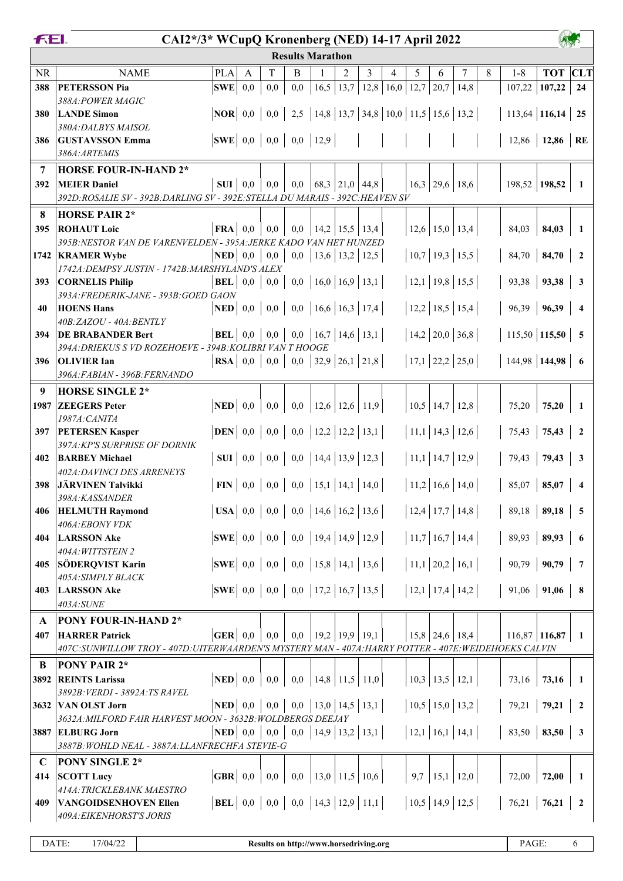# CAI2*/3* WCupQ Kronenberg (NED) 14-17 April 2022

## Results Marathon

| NR | NAME | PLA | A | T | B | 1 | 2 | 3 | 4 | 5 | 6 | 7 | 8 | 1-8 | TOT | CLT |
|---|---|---|---|---|---|---|---|---|---|---|---|---|---|---|---|---|
| 388 | **PETERSSON Pia** | **SWE** | 0,0 | 0,0 | 0,0 | 16,5 | 13,7 | 12,8 | 16,0 | 12,7 | 20,7 | 14,8 | | 107,22 | **107,22** | **24** |
| | *388A:POWER MAGIC* | | | | | | | | | | | | | | | |
| 380 | **LANDE Simon** | **NOR** | 0,0 | 0,0 | 2,5 | 14,8 | 13,7 | 34,8 | 10,0 | 11,5 | 15,6 | 13,2 | | 113,64 | **116,14** | **25** |
| | *380A:DALBYS MAISOL* | | | | | | | | | | | | | | | |
| 386 | **GUSTAVSSON Emma** | **SWE** | 0,0 | 0,0 | 0,0 | 12,9 | | | | | | | | 12,86 | **12,86** | **RE** |
| | *386A:ARTEMIS* | | | | | | | | | | | | | | | |
| **7** | **HORSE FOUR-IN-HAND 2*** | | | | | | | | | | | | | | | |
| 392 | **MEIER Daniel** | **SUI** | 0,0 | 0,0 | 0,0 | 68,3 | 21,0 | 44,8 | | 16,3 | 29,6 | 18,6 | | 198,52 | **198,52** | **1** |
| | *392D:ROSALIE SV - 392B:DARLING SV - 392E:STELLA DU MARAIS - 392C:HEAVEN SV* | | | | | | | | | | | | | | | |
| **8** | **HORSE PAIR 2*** | | | | | | | | | | | | | | | |
| 395 | **ROHAUT Loic** | **FRA** | 0,0 | 0,0 | 0,0 | 14,2 | 15,5 | 13,4 | | 12,6 | 15,0 | 13,4 | | 84,03 | **84,03** | **1** |
| | *395B:NESTOR VAN DE VARENVELDEN - 395A:JERKE KADO VAN HET HUNZED* | | | | | | | | | | | | | | | |
| 1742 | **KRAMER Wybe** | **NED** | 0,0 | 0,0 | 0,0 | 13,6 | 13,2 | 12,5 | | 10,7 | 19,3 | 15,5 | | 84,70 | **84,70** | **2** |
| | *1742A:DEMPSY JUSTIN - 1742B:MARSHYLAND'S ALEX* | | | | | | | | | | | | | | | |
| 393 | **CORNELIS Philip** | **BEL** | 0,0 | 0,0 | 0,0 | 16,0 | 16,9 | 13,1 | | 12,1 | 19,8 | 15,5 | | 93,38 | **93,38** | **3** |
| | *393A:FREDERIK-JANE - 393B:GOED GAON* | | | | | | | | | | | | | | | |
| 40 | **HOENS Hans** | **NED** | 0,0 | 0,0 | 0,0 | 16,6 | 16,3 | 17,4 | | 12,2 | 18,5 | 15,4 | | 96,39 | **96,39** | **4** |
| | *40B:ZAZOU - 40A:BENTLY* | | | | | | | | | | | | | | | |
| 394 | **DE BRABANDER Bert** | **BEL** | 0,0 | 0,0 | 0,0 | 16,7 | 14,6 | 13,1 | | 14,2 | 20,0 | 36,8 | | 115,50 | **115,50** | **5** |
| | *394A:DRIEKUS S VD ROZEHOEVE - 394B:KOLIBRI VAN T HOOGE* | | | | | | | | | | | | | | | |
| 396 | **OLIVIER Ian** | **RSA** | 0,0 | 0,0 | 0,0 | 32,9 | 26,1 | 21,8 | | 17,1 | 22,2 | 25,0 | | 144,98 | **144,98** | **6** |
| | *396A:FABIAN - 396B:FERNANDO* | | | | | | | | | | | | | | | |
| **9** | **HORSE SINGLE 2*** | | | | | | | | | | | | | | | |
| 1987 | **ZEEGERS Peter** | **NED** | 0,0 | 0,0 | 0,0 | 12,6 | 12,6 | 11,9 | | 10,5 | 14,7 | 12,8 | | 75,20 | **75,20** | **1** |
| | *1987A:CANITA* | | | | | | | | | | | | | | | |
| 397 | **PETERSEN Kasper** | **DEN** | 0,0 | 0,0 | 0,0 | 12,2 | 12,2 | 13,1 | | 11,1 | 14,3 | 12,6 | | 75,43 | **75,43** | **2** |
| | *397A:KP'S SURPRISE OF DORNIK* | | | | | | | | | | | | | | | |
| 402 | **BARBEY Michael** | **SUI** | 0,0 | 0,0 | 0,0 | 14,4 | 13,9 | 12,3 | | 11,1 | 14,7 | 12,9 | | 79,43 | **79,43** | **3** |
| | *402A:DAVINCI DES ARRENEYS* | | | | | | | | | | | | | | | |
| 398 | **JÄRVINEN Talvikki** | **FIN** | 0,0 | 0,0 | 0,0 | 15,1 | 14,1 | 14,0 | | 11,2 | 16,6 | 14,0 | | 85,07 | **85,07** | **4** |
| | *398A:KASSANDER* | | | | | | | | | | | | | | | |
| 406 | **HELMUTH Raymond** | **USA** | 0,0 | 0,0 | 0,0 | 14,6 | 16,2 | 13,6 | | 12,4 | 17,7 | 14,8 | | 89,18 | **89,18** | **5** |
| | *406A:EBONY VDK* | | | | | | | | | | | | | | | |
| 404 | **LARSSON Ake** | **SWE** | 0,0 | 0,0 | 0,0 | 19,4 | 14,9 | 12,9 | | 11,7 | 16,7 | 14,4 | | 89,93 | **89,93** | **6** |
| | *404A:WITTSTEIN 2* | | | | | | | | | | | | | | | |
| 405 | **SÖDERQVIST Karin** | **SWE** | 0,0 | 0,0 | 0,0 | 15,8 | 14,1 | 13,6 | | 11,1 | 20,2 | 16,1 | | 90,79 | **90,79** | **7** |
| | *405A:SIMPLY BLACK* | | | | | | | | | | | | | | | |
| 403 | **LARSSON Ake** | **SWE** | 0,0 | 0,0 | 0,0 | 17,2 | 16,7 | 13,5 | | 12,1 | 17,4 | 14,2 | | 91,06 | **91,06** | **8** |
| | *403A:SUNE* | | | | | | | | | | | | | | | |
| **A** | **PONY FOUR-IN-HAND 2*** | | | | | | | | | | | | | | | |
| 407 | **HARRER Patrick** | **GER** | 0,0 | 0,0 | 0,0 | 19,2 | 19,9 | 19,1 | | 15,8 | 24,6 | 18,4 | | 116,87 | **116,87** | **1** |
| | *407C:SUNWILLOW TROY - 407D:UITERWAARDEN'S MYSTERY MAN - 407A:HARRY POTTER - 407E:WEIDEHOEKS CALVIN* | | | | | | | | | | | | | | | |
| **B** | **PONY PAIR 2*** | | | | | | | | | | | | | | | |
| 3892 | **REINTS Larissa** | **NED** | 0,0 | 0,0 | 0,0 | 14,8 | 11,5 | 11,0 | | 10,3 | 13,5 | 12,1 | | 73,16 | **73,16** | **1** |
| | *3892B:VERDI - 3892A:TS RAVEL* | | | | | | | | | | | | | | | |
| 3632 | **VAN OLST Jorn** | **NED** | 0,0 | 0,0 | 0,0 | 13,0 | 14,5 | 13,1 | | 10,5 | 15,0 | 13,2 | | 79,21 | **79,21** | **2** |
| | *3632A:MILFORD FAIR HARVEST MOON - 3632B:WOLDBERGS DEEJAY* | | | | | | | | | | | | | | | |
| 3887 | **ELBURG Jorn** | **NED** | 0,0 | 0,0 | 0,0 | 14,9 | 13,2 | 13,1 | | 12,1 | 16,1 | 14,1 | | 83,50 | **83,50** | **3** |
| | *3887B:WOHLD NEAL - 3887A:LLANFRECHFA STEVIE-G* | | | | | | | | | | | | | | | |
| **C** | **PONY SINGLE 2*** | | | | | | | | | | | | | | | |
| 414 | **SCOTT Lucy** | **GBR** | 0,0 | 0,0 | 0,0 | 13,0 | 11,5 | 10,6 | | 9,7 | 15,1 | 12,0 | | 72,00 | **72,00** | **1** |
| | *414A:TRICKLEBANK MAESTRO* | | | | | | | | | | | | | | | |
| 409 | **VANGOIDSENHOVEN Ellen** | **BEL** | 0,0 | 0,0 | 0,0 | 14,3 | 12,9 | 11,1 | | 10,5 | 14,9 | 12,5 | | 76,21 | **76,21** | **2** |
| | *409A:EIKENHORST'S JORIS* | | | | | | | | | | | | | | | |

DATE: 17/04/22 — Results on http://www.horsedriving.org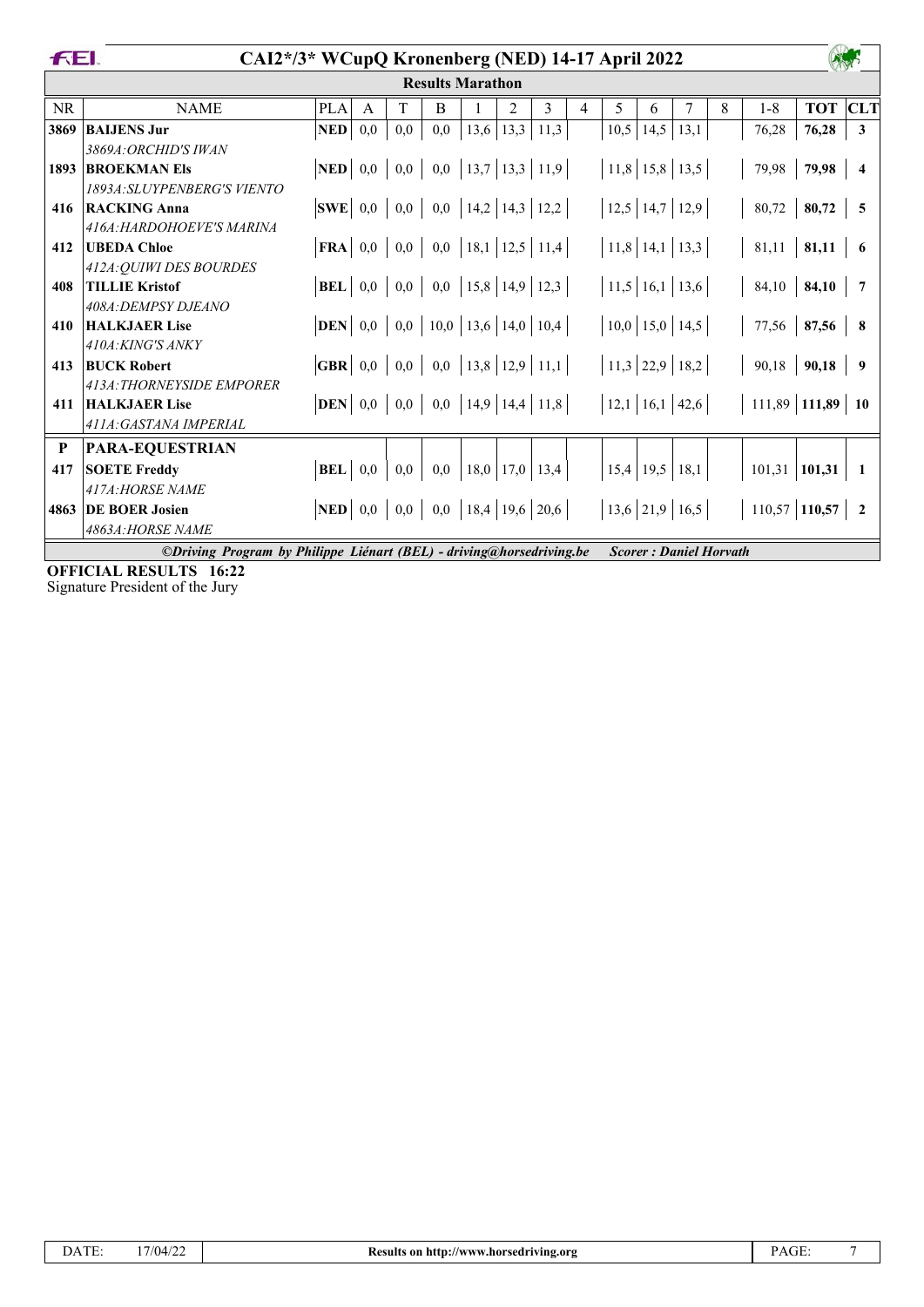# CAI2*/3* WCupQ Kronenberg (NED) 14-17 April 2022

## Results Marathon

| NR | NAME | PLA | A | T | B | 1 | 2 | 3 | 4 | 5 | 6 | 7 | 8 | 1-8 | TOT | CLT |
|---|---|---|---|---|---|---|---|---|---|---|---|---|---|---|---|---|
| 3869 | **BAIJENS Jur** | NED | 0,0 | 0,0 | 0,0 | 13,6 | 13,3 | 11,3 | | 10,5 | 14,5 | 13,1 | | 76,28 | **76,28** | 3 |
| | *3869A:ORCHID'S IWAN* | | | | | | | | | | | | | | | |
| 1893 | **BROEKMAN Els** | NED | 0,0 | 0,0 | 0,0 | 13,7 | 13,3 | 11,9 | | 11,8 | 15,8 | 13,5 | | 79,98 | **79,98** | 4 |
| | *1893A:SLUYPENBERG'S VIENTO* | | | | | | | | | | | | | | | |
| 416 | **RACKING Anna** | SWE | 0,0 | 0,0 | 0,0 | 14,2 | 14,3 | 12,2 | | 12,5 | 14,7 | 12,9 | | 80,72 | **80,72** | 5 |
| | *416A:HARDOHOEVE'S MARINA* | | | | | | | | | | | | | | | |
| 412 | **UBEDA Chloe** | FRA | 0,0 | 0,0 | 0,0 | 18,1 | 12,5 | 11,4 | | 11,8 | 14,1 | 13,3 | | 81,11 | **81,11** | 6 |
| | *412A:QUIWI DES BOURDES* | | | | | | | | | | | | | | | |
| 408 | **TILLIE Kristof** | BEL | 0,0 | 0,0 | 0,0 | 15,8 | 14,9 | 12,3 | | 11,5 | 16,1 | 13,6 | | 84,10 | **84,10** | 7 |
| | *408A:DEMPSY DJEANO* | | | | | | | | | | | | | | | |
| 410 | **HALKJAER Lise** | DEN | 0,0 | 0,0 | 10,0 | 13,6 | 14,0 | 10,4 | | 10,0 | 15,0 | 14,5 | | 77,56 | **87,56** | 8 |
| | *410A:KING'S ANKY* | | | | | | | | | | | | | | | |
| 413 | **BUCK Robert** | GBR | 0,0 | 0,0 | 0,0 | 13,8 | 12,9 | 11,1 | | 11,3 | 22,9 | 18,2 | | 90,18 | **90,18** | 9 |
| | *413A:THORNEYSIDE EMPORER* | | | | | | | | | | | | | | | |
| 411 | **HALKJAER Lise** | DEN | 0,0 | 0,0 | 0,0 | 14,9 | 14,4 | 11,8 | | 12,1 | 16,1 | 42,6 | | 111,89 | **111,89** | 10 |
| | *411A:GASTANA IMPERIAL* | | | | | | | | | | | | | | | |
| **P** | **PARA-EQUESTRIAN** | | | | | | | | | | | | | | | |
| 417 | **SOETE Freddy** | BEL | 0,0 | 0,0 | 0,0 | 18,0 | 17,0 | 13,4 | | 15,4 | 19,5 | 18,1 | | 101,31 | **101,31** | 1 |
| | *417A:HORSE NAME* | | | | | | | | | | | | | | | |
| 4863 | **DE BOER Josien** | NED | 0,0 | 0,0 | 0,0 | 18,4 | 19,6 | 20,6 | | 13,6 | 21,9 | 16,5 | | 110,57 | **110,57** | 2 |
| | *4863A:HORSE NAME* | | | | | | | | | | | | | | | |

*©Driving Program by Philippe Liénart (BEL) - driving@horsedriving.be* *Scorer : Daniel Horvath*

**OFFICIAL RESULTS 16:22**

Signature President of the Jury

DATE: 17/04/22 Results on http://www.horsedriving.org